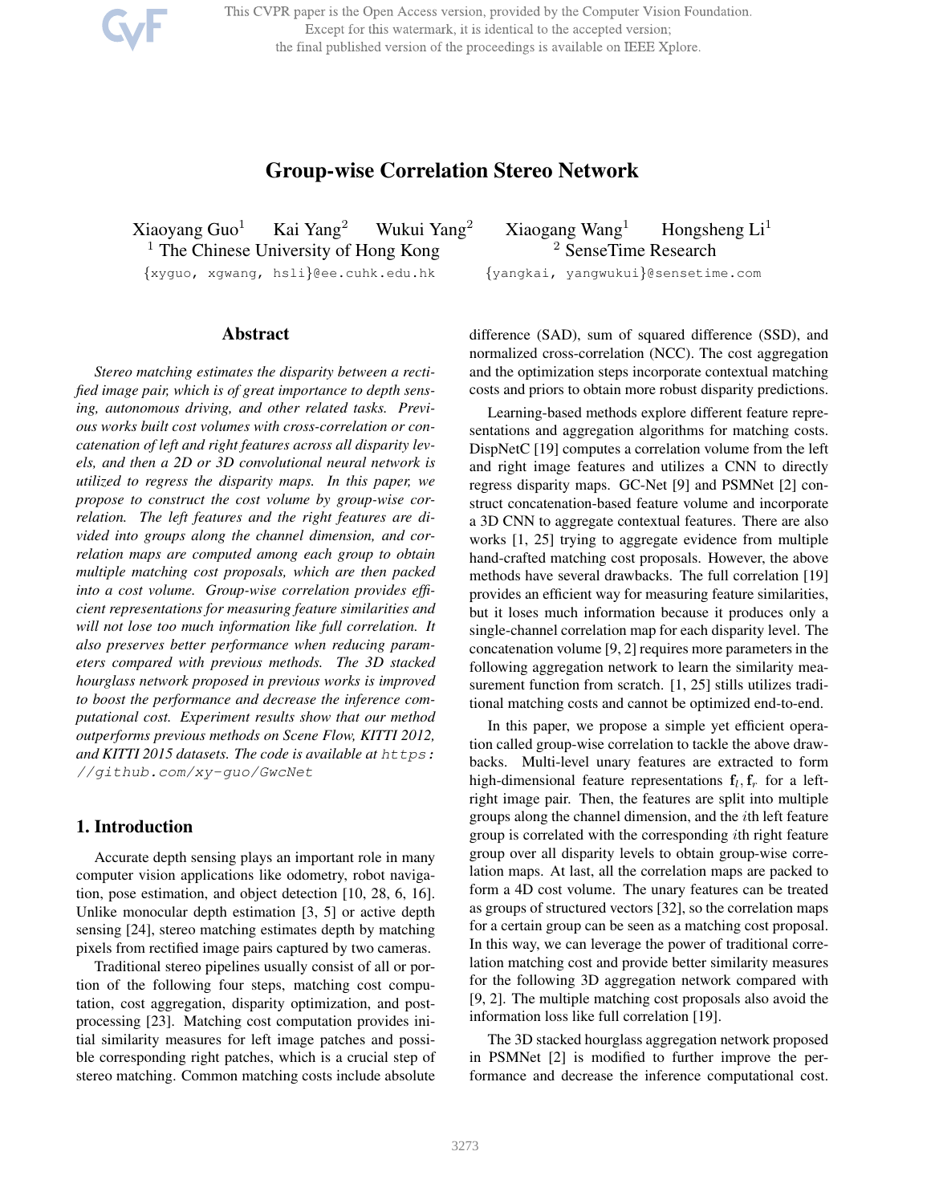# Group-wise Correlation Stereo Network

Xiaoyang Guo[1] Kai Yang[2] Wukui Yang[2] Xiaogang Wang[1] Hongsheng Li[1]

[1] The Chinese University of Hong Kong [2] SenseTime Research

{xyguo, xgwang, hsli}@ee.cuhk.edu.hk {yangkai, yangwukui}@sensetime.com

## Abstract

*Stereo matching estimates the disparity between a rectified image pair, which is of great importance to depth sensing, autonomous driving, and other related tasks. Previous works built cost volumes with cross-correlation or concatenation of left and right features across all disparity levels, and then a 2D or 3D convolutional neural network is utilized to regress the disparity maps. In this paper, we propose to construct the cost volume by group-wise correlation. The left features and the right features are divided into groups along the channel dimension, and correlation maps are computed among each group to obtain multiple matching cost proposals, which are then packed into a cost volume. Group-wise correlation provides efficient representations for measuring feature similarities and will not lose too much information like full correlation. It also preserves better performance when reducing parameters compared with previous methods. The 3D stacked hourglass network proposed in previous works is improved to boost the performance and decrease the inference computational cost. Experiment results show that our method outperforms previous methods on Scene Flow, KITTI 2012, and KITTI 2015 datasets. The code is available at `https://github.com/xy-guo/GwcNet`*

## 1. Introduction

Accurate depth sensing plays an important role in many computer vision applications like odometry, robot navigation, pose estimation, and object detection [10, 28, 6, 16]. Unlike monocular depth estimation [3, 5] or active depth sensing [24], stereo matching estimates depth by matching pixels from rectified image pairs captured by two cameras.

Traditional stereo pipelines usually consist of all or portion of the following four steps, matching cost computation, cost aggregation, disparity optimization, and post-processing [23]. Matching cost computation provides initial similarity measures for left image patches and possible corresponding right patches, which is a crucial step of stereo matching. Common matching costs include absolute difference (SAD), sum of squared difference (SSD), and normalized cross-correlation (NCC). The cost aggregation and the optimization steps incorporate contextual matching costs and priors to obtain more robust disparity predictions.

Learning-based methods explore different feature representations and aggregation algorithms for matching costs. DispNetC [19] computes a correlation volume from the left and right image features and utilizes a CNN to directly regress disparity maps. GC-Net [9] and PSMNet [2] construct concatenation-based feature volume and incorporate a 3D CNN to aggregate contextual features. There are also works [1, 25] trying to aggregate evidence from multiple hand-crafted matching cost proposals. However, the above methods have several drawbacks. The full correlation [19] provides an efficient way for measuring feature similarities, but it loses much information because it produces only a single-channel correlation map for each disparity level. The concatenation volume [9, 2] requires more parameters in the following aggregation network to learn the similarity measurement function from scratch. [1, 25] still utilizes traditional matching costs and cannot be optimized end-to-end.

In this paper, we propose a simple yet efficient operation called group-wise correlation to tackle the above drawbacks. Multi-level unary features are extracted to form high-dimensional feature representations $\mathbf{f}_l, \mathbf{f}_r$ for a left-right image pair. Then, the features are split into multiple groups along the channel dimension, and the $i$th left feature group is correlated with the corresponding $i$th right feature group over all disparity levels to obtain group-wise correlation maps. At last, all the correlation maps are packed to form a 4D cost volume. The unary features can be treated as groups of structured vectors [32], so the correlation maps for a certain group can be seen as a matching cost proposal. In this way, we can leverage the power of traditional correlation matching cost and provide better similarity measures for the following 3D aggregation network compared with [9, 2]. The multiple matching cost proposals also avoid the information loss like full correlation [19].

The 3D stacked hourglass aggregation network proposed in PSMNet [2] is modified to further improve the performance and decrease the inference computational cost.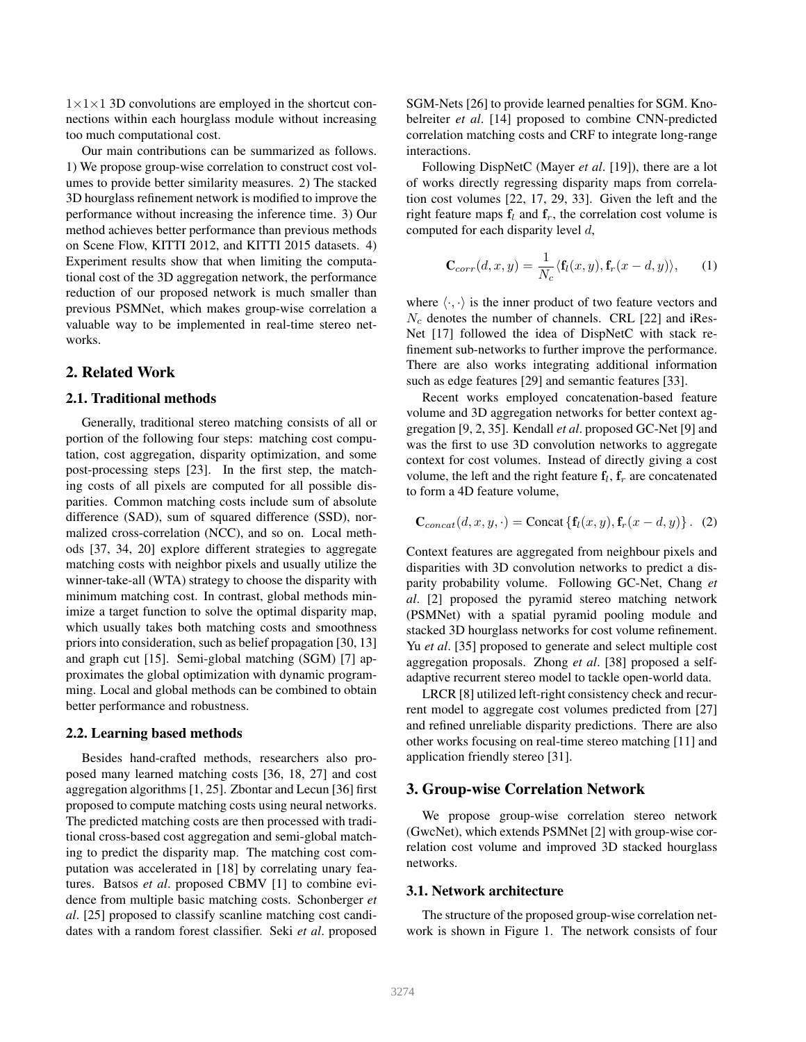$1 \times 1 \times 1$ 3D convolutions are employed in the shortcut connections within each hourglass module without increasing too much computational cost.

Our main contributions can be summarized as follows. 1) We propose group-wise correlation to construct cost volumes to provide better similarity measures. 2) The stacked 3D hourglass refinement network is modified to improve the performance without increasing the inference time. 3) Our method achieves better performance than previous methods on Scene Flow, KITTI 2012, and KITTI 2015 datasets. 4) Experiment results show that when limiting the computational cost of the 3D aggregation network, the performance reduction of our proposed network is much smaller than previous PSMNet, which makes group-wise correlation a valuable way to be implemented in real-time stereo networks.

## 2. Related Work

### 2.1. Traditional methods

Generally, traditional stereo matching consists of all or portion of the following four steps: matching cost computation, cost aggregation, disparity optimization, and some post-processing steps [23]. In the first step, the matching costs of all pixels are computed for all possible disparities. Common matching costs include sum of absolute difference (SAD), sum of squared difference (SSD), normalized cross-correlation (NCC), and so on. Local methods [37, 34, 20] explore different strategies to aggregate matching costs with neighbor pixels and usually utilize the winner-take-all (WTA) strategy to choose the disparity with minimum matching cost. In contrast, global methods minimize a target function to solve the optimal disparity map, which usually takes both matching costs and smoothness priors into consideration, such as belief propagation [30, 13] and graph cut [15]. Semi-global matching (SGM) [7] approximates the global optimization with dynamic programming. Local and global methods can be combined to obtain better performance and robustness.

### 2.2. Learning based methods

Besides hand-crafted methods, researchers also proposed many learned matching costs [36, 18, 27] and cost aggregation algorithms [1, 25]. Zbontar and Lecun [36] first proposed to compute matching costs using neural networks. The predicted matching costs are then processed with traditional cross-based cost aggregation and semi-global matching to predict the disparity map. The matching cost computation was accelerated in [18] by correlating unary features. Batsos *et al*. proposed CBMV [1] to combine evidence from multiple basic matching costs. Schonberger *et al*. [25] proposed to classify scanline matching cost candidates with a random forest classifier. Seki *et al*. proposed SGM-Nets [26] to provide learned penalties for SGM. Knobelreiter *et al*. [14] proposed to combine CNN-predicted correlation matching costs and CRF to integrate long-range interactions.

Following DispNetC (Mayer *et al*. [19]), there are a lot of works directly regressing disparity maps from correlation cost volumes [22, 17, 29, 33]. Given the left and the right feature maps $\mathbf{f}_l$ and $\mathbf{f}_r$, the correlation cost volume is computed for each disparity level $d$,

$$\mathbf{C}_{corr}(d, x, y) = \frac{1}{N_c} \langle \mathbf{f}_l(x, y), \mathbf{f}_r(x - d, y) \rangle, \quad (1)$$

where $\langle \cdot, \cdot \rangle$ is the inner product of two feature vectors and $N_c$ denotes the number of channels. CRL [22] and iResNet [17] followed the idea of DispNetC with stack refinement sub-networks to further improve the performance. There are also works integrating additional information such as edge features [29] and semantic features [33].

Recent works employed concatenation-based feature volume and 3D aggregation networks for better context aggregation [9, 2, 35]. Kendall *et al*. proposed GC-Net [9] and was the first to use 3D convolution networks to aggregate context for cost volumes. Instead of directly giving a cost volume, the left and the right feature $\mathbf{f}_l$, $\mathbf{f}_r$ are concatenated to form a 4D feature volume,

$$\mathbf{C}_{concat}(d, x, y, \cdot) = \text{Concat}\left\{\mathbf{f}_l(x, y), \mathbf{f}_r(x - d, y)\right\}. \quad (2)$$

Context features are aggregated from neighbour pixels and disparities with 3D convolution networks to predict a disparity probability volume. Following GC-Net, Chang *et al*. [2] proposed the pyramid stereo matching network (PSMNet) with a spatial pyramid pooling module and stacked 3D hourglass networks for cost volume refinement. Yu *et al*. [35] proposed to generate and select multiple cost aggregation proposals. Zhong *et al*. [38] proposed a self-adaptive recurrent stereo model to tackle open-world data.

LRCR [8] utilized left-right consistency check and recurrent model to aggregate cost volumes predicted from [27] and refined unreliable disparity predictions. There are also other works focusing on real-time stereo matching [11] and application friendly stereo [31].

## 3. Group-wise Correlation Network

We propose group-wise correlation stereo network (GwcNet), which extends PSMNet [2] with group-wise correlation cost volume and improved 3D stacked hourglass networks.

### 3.1. Network architecture

The structure of the proposed group-wise correlation network is shown in Figure 1. The network consists of four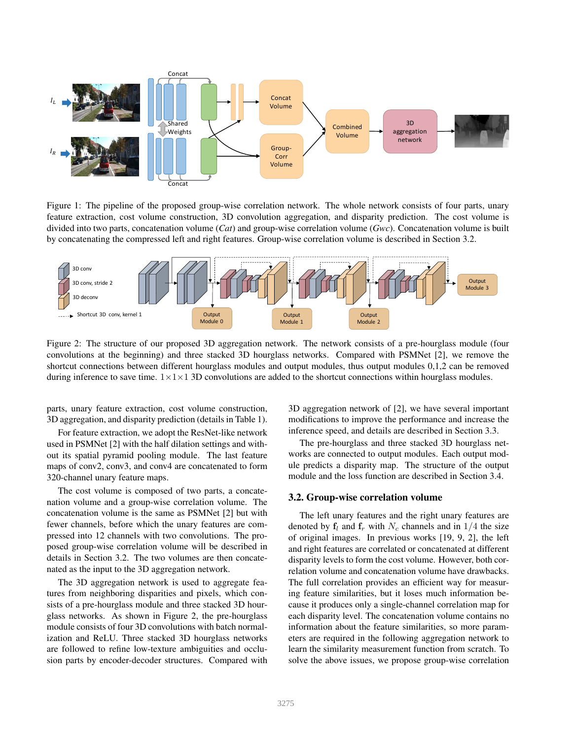Figure 1: The pipeline of the proposed group-wise correlation network. The whole network consists of four parts, unary feature extraction, cost volume construction, 3D convolution aggregation, and disparity prediction. The cost volume is divided into two parts, concatenation volume (*Cat*) and group-wise correlation volume (*Gwc*). Concatenation volume is built by concatenating the compressed left and right features. Group-wise correlation volume is described in Section 3.2.

Figure 2: The structure of our proposed 3D aggregation network. The network consists of a pre-hourglass module (four convolutions at the beginning) and three stacked 3D hourglass networks. Compared with PSMNet [2], we remove the shortcut connections between different hourglass modules and output modules, thus output modules 0,1,2 can be removed during inference to save time. $1\times1\times1$ 3D convolutions are added to the shortcut connections within hourglass modules.

parts, unary feature extraction, cost volume construction, 3D aggregation, and disparity prediction (details in Table 1).

For feature extraction, we adopt the ResNet-like network used in PSMNet [2] with the half dilation settings and without its spatial pyramid pooling module. The last feature maps of conv2, conv3, and conv4 are concatenated to form 320-channel unary feature maps.

The cost volume is composed of two parts, a concatenation volume and a group-wise correlation volume. The concatenation volume is the same as PSMNet [2] but with fewer channels, before which the unary features are compressed into 12 channels with two convolutions. The proposed group-wise correlation volume will be described in details in Section 3.2. The two volumes are then concatenated as the input to the 3D aggregation network.

The 3D aggregation network is used to aggregate features from neighboring disparities and pixels, which consists of a pre-hourglass module and three stacked 3D hourglass networks. As shown in Figure 2, the pre-hourglass module consists of four 3D convolutions with batch normalization and ReLU. Three stacked 3D hourglass networks are followed to refine low-texture ambiguities and occlusion parts by encoder-decoder structures. Compared with 3D aggregation network of [2], we have several important modifications to improve the performance and increase the inference speed, and details are described in Section 3.3.

The pre-hourglass and three stacked 3D hourglass networks are connected to output modules. Each output module predicts a disparity map. The structure of the output module and the loss function are described in Section 3.4.

### 3.2. Group-wise correlation volume

The left unary features and the right unary features are denoted by $\mathbf{f}_l$ and $\mathbf{f}_r$ with $N_c$ channels and in $1/4$ the size of original images. In previous works [19, 9, 2], the left and right features are correlated or concatenated at different disparity levels to form the cost volume. However, both correlation volume and concatenation volume have drawbacks. The full correlation provides an efficient way for measuring feature similarities, but it loses much information because it produces only a single-channel correlation map for each disparity level. The concatenation volume contains no information about the feature similarities, so more parameters are required in the following aggregation network to learn the similarity measurement function from scratch. To solve the above issues, we propose group-wise correlation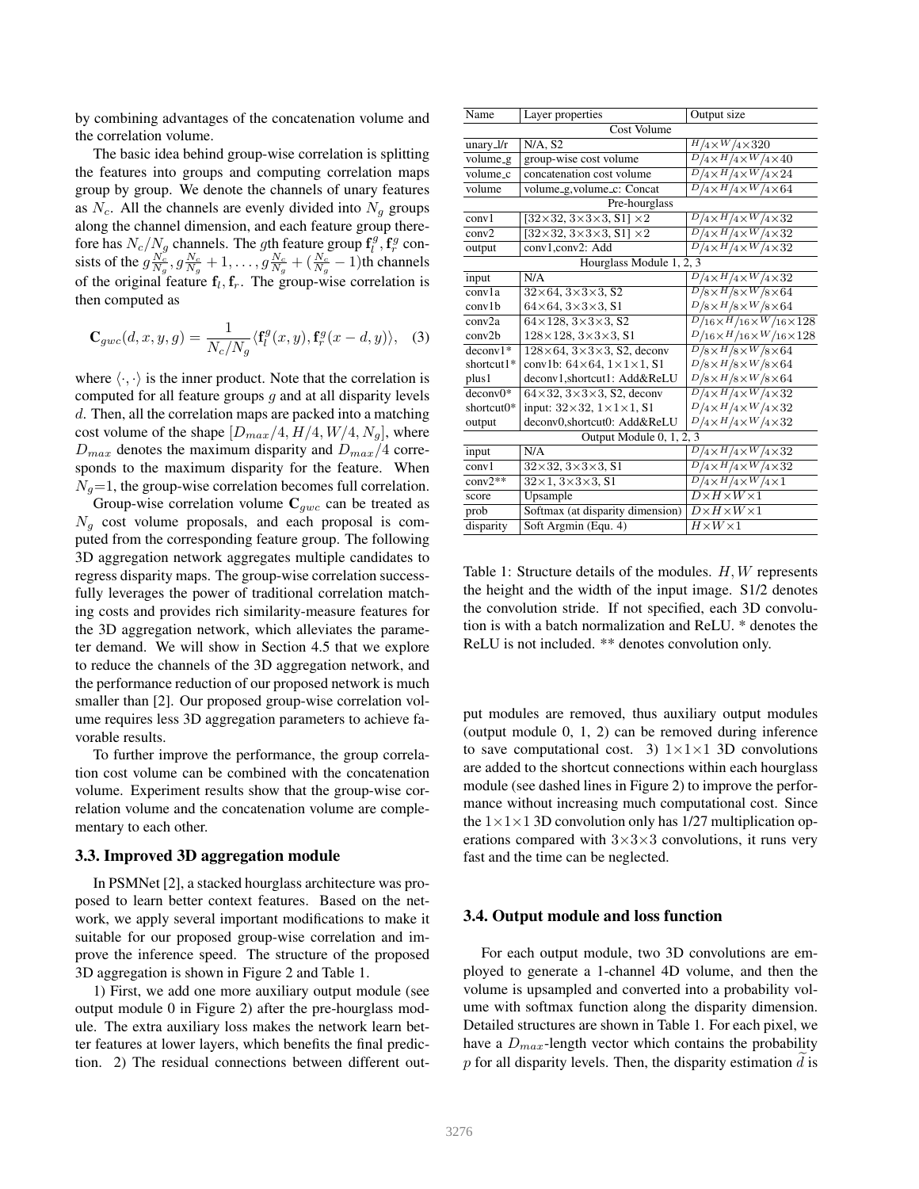by combining advantages of the concatenation volume and the correlation volume.

The basic idea behind group-wise correlation is splitting the features into groups and computing correlation maps group by group. We denote the channels of unary features as $N_c$. All the channels are evenly divided into $N_g$ groups along the channel dimension, and each feature group therefore has $N_c/N_g$ channels. The $g$th feature group $\mathbf{f}_l^g, \mathbf{f}_r^g$ consists of the $g\frac{N_c}{N_g}, g\frac{N_c}{N_g}+1, \ldots, g\frac{N_c}{N_g}+(\frac{N_c}{N_g}-1)$th channels of the original feature $\mathbf{f}_l, \mathbf{f}_r$. The group-wise correlation is then computed as

$$\mathbf{C}_{gwc}(d, x, y, g) = \frac{1}{N_c/N_g}\langle \mathbf{f}_l^g(x, y), \mathbf{f}_r^g(x-d, y)\rangle, \quad (3)$$

where $\langle\cdot,\cdot\rangle$ is the inner product. Note that the correlation is computed for all feature groups $g$ and at all disparity levels $d$. Then, all the correlation maps are packed into a matching cost volume of the shape $[D_{max}/4, H/4, W/4, N_g]$, where $D_{max}$ denotes the maximum disparity and $D_{max}/4$ corresponds to the maximum disparity for the feature. When $N_g$=1, the group-wise correlation becomes full correlation.

Group-wise correlation volume $\mathbf{C}_{gwc}$ can be treated as $N_g$ cost volume proposals, and each proposal is computed from the corresponding feature group. The following 3D aggregation network aggregates multiple candidates to regress disparity maps. The group-wise correlation successfully leverages the power of traditional correlation matching costs and provides rich similarity-measure features for the 3D aggregation network, which alleviates the parameter demand. We will show in Section 4.5 that we explore to reduce the channels of the 3D aggregation network, and the performance reduction of our proposed network is much smaller than [2]. Our proposed group-wise correlation volume requires less 3D aggregation parameters to achieve favorable results.

To further improve the performance, the group correlation cost volume can be combined with the concatenation volume. Experiment results show that the group-wise correlation volume and the concatenation volume are complementary to each other.

### 3.3. Improved 3D aggregation module

In PSMNet [2], a stacked hourglass architecture was proposed to learn better context features. Based on the network, we apply several important modifications to make it suitable for our proposed group-wise correlation and improve the inference speed. The structure of the proposed 3D aggregation is shown in Figure 2 and Table 1.

1) First, we add one more auxiliary output module (see output module 0 in Figure 2) after the pre-hourglass module. The extra auxiliary loss makes the network learn better features at lower layers, which benefits the final prediction. 2) The residual connections between different output modules are removed, thus auxiliary output modules (output module 0, 1, 2) can be removed during inference to save computational cost. 3) 1×1×1 3D convolutions are added to the shortcut connections within each hourglass module (see dashed lines in Figure 2) to improve the performance without increasing much computational cost. Since the 1×1×1 3D convolution only has 1/27 multiplication operations compared with 3×3×3 convolutions, it runs very fast and the time can be neglected.

| Name | Layer properties | Output size |
|---|---|---|
| Cost Volume | | |
| unary_l/r | N/A, S2 | $H/4\times W/4\times 320$ |
| volume_g | group-wise cost volume | $D/4\times H/4\times W/4\times 40$ |
| volume_c | concatenation cost volume | $D/4\times H/4\times W/4\times 24$ |
| volume | volume_g,volume_c: Concat | $D/4\times H/4\times W/4\times 64$ |
| Pre-hourglass | | |
| conv1 | [32×32, 3×3×3, S1] ×2 | $D/4\times H/4\times W/4\times 32$ |
| conv2 | [32×32, 3×3×3, S1] ×2 | $D/4\times H/4\times W/4\times 32$ |
| output | conv1,conv2: Add | $D/4\times H/4\times W/4\times 32$ |
| Hourglass Module 1, 2, 3 | | |
| input | N/A | $D/4\times H/4\times W/4\times 32$ |
| conv1a | 32×64, 3×3×3, S2 | $D/8\times H/8\times W/8\times 64$ |
| conv1b | 64×64, 3×3×3, S1 | $D/8\times H/8\times W/8\times 64$ |
| conv2a | 64×128, 3×3×3, S2 | $D/16\times H/16\times W/16\times 128$ |
| conv2b | 128×128, 3×3×3, S1 | $D/16\times H/16\times W/16\times 128$ |
| deconv1* | 128×64, 3×3×3, S2, deconv | $D/8\times H/8\times W/8\times 64$ |
| shortcut1* | conv1b: 64×64, 1×1×1, S1 | $D/8\times H/8\times W/8\times 64$ |
| plus1 | deconv1,shortcut1: Add&ReLU | $D/8\times H/8\times W/8\times 64$ |
| deconv0* | 64×32, 3×3×3, S2, deconv | $D/4\times H/4\times W/4\times 32$ |
| shortcut0* | input: 32×32, 1×1×1, S1 | $D/4\times H/4\times W/4\times 32$ |
| output | deconv0,shortcut0: Add&ReLU | $D/4\times H/4\times W/4\times 32$ |
| Output Module 0, 1, 2, 3 | | |
| input | N/A | $D/4\times H/4\times W/4\times 32$ |
| conv1 | 32×32, 3×3×3, S1 | $D/4\times H/4\times W/4\times 32$ |
| conv2** | 32×1, 3×3×3, S1 | $D/4\times H/4\times W/4\times 1$ |
| score | Upsample | $D\times H\times W\times 1$ |
| prob | Softmax (at disparity dimension) | $D\times H\times W\times 1$ |
| disparity | Soft Argmin (Equ. 4) | $H\times W\times 1$ |

Table 1: Structure details of the modules. $H, W$ represents the height and the width of the input image. S1/2 denotes the convolution stride. If not specified, each 3D convolution is with a batch normalization and ReLU. * denotes the ReLU is not included. ** denotes convolution only.

### 3.4. Output module and loss function

For each output module, two 3D convolutions are employed to generate a 1-channel 4D volume, and then the volume is upsampled and converted into a probability volume with softmax function along the disparity dimension. Detailed structures are shown in Table 1. For each pixel, we have a $D_{max}$-length vector which contains the probability $p$ for all disparity levels. Then, the disparity estimation $\widetilde{d}$ is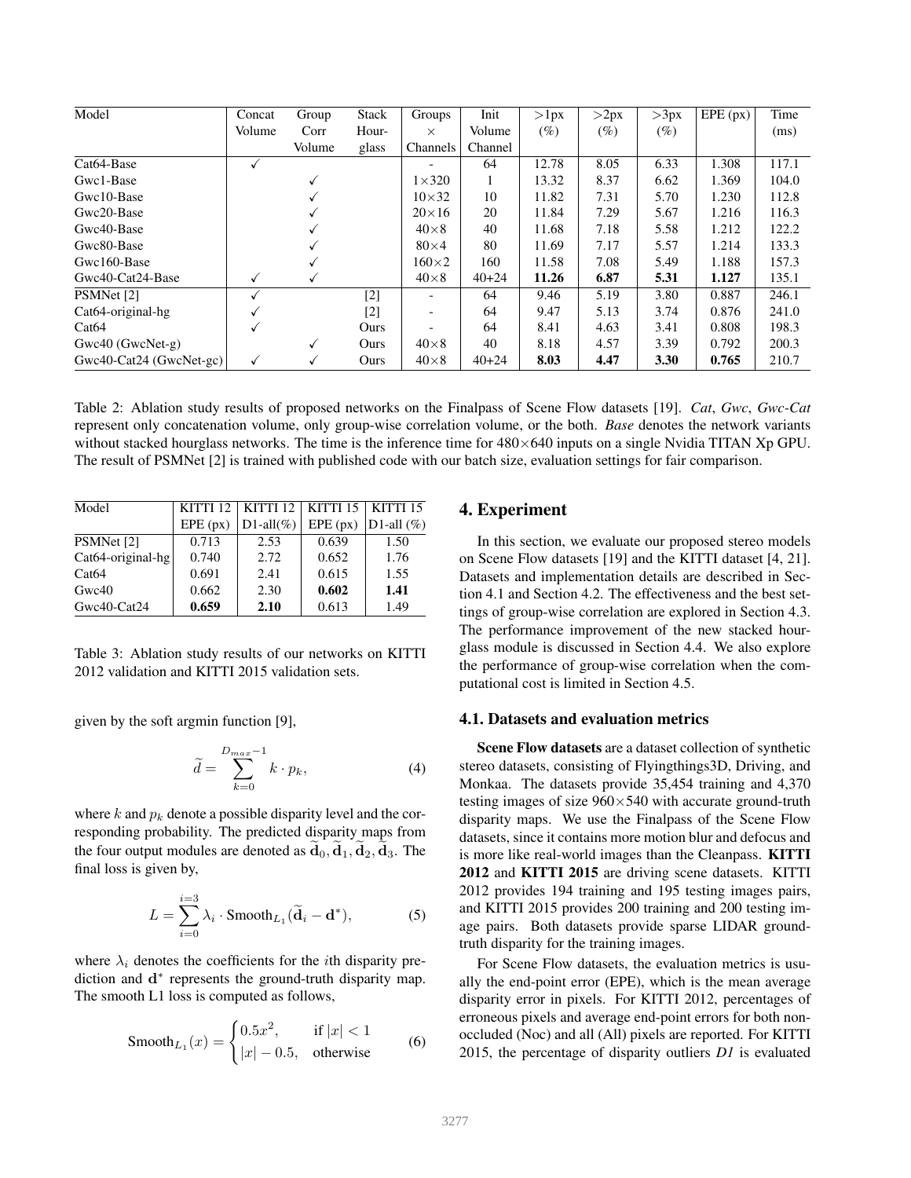| Model | Concat Volume | Group Corr Volume | Stack Hour-glass | Groups $\times$ Channels | Init Volume Channel | >1px (%) | >2px (%) | >3px (%) | EPE (px) | Time (ms) |
|---|---|---|---|---|---|---|---|---|---|---|
| Cat64-Base | ✓ | | | - | 64 | 12.78 | 8.05 | 6.33 | 1.308 | 117.1 |
| Gwc1-Base | | ✓ | | 1×320 | 1 | 13.32 | 8.37 | 6.62 | 1.369 | 104.0 |
| Gwc10-Base | | ✓ | | 10×32 | 10 | 11.82 | 7.31 | 5.70 | 1.230 | 112.8 |
| Gwc20-Base | | ✓ | | 20×16 | 20 | 11.84 | 7.29 | 5.67 | 1.216 | 116.3 |
| Gwc40-Base | | ✓ | | 40×8 | 40 | 11.68 | 7.18 | 5.58 | 1.212 | 122.2 |
| Gwc80-Base | | ✓ | | 80×4 | 80 | 11.69 | 7.17 | 5.57 | 1.214 | 133.3 |
| Gwc160-Base | | ✓ | | 160×2 | 160 | 11.58 | 7.08 | 5.49 | 1.188 | 157.3 |
| Gwc40-Cat24-Base | ✓ | ✓ | | 40×8 | 40+24 | **11.26** | **6.87** | **5.31** | **1.127** | 135.1 |
| PSMNet [2] | ✓ | | [2] | - | 64 | 9.46 | 5.19 | 3.80 | 0.887 | 246.1 |
| Cat64-original-hg | ✓ | | [2] | - | 64 | 9.47 | 5.13 | 3.74 | 0.876 | 241.0 |
| Cat64 | ✓ | | Ours | - | 64 | 8.41 | 4.63 | 3.41 | 0.808 | 198.3 |
| Gwc40 (GwcNet-g) | | ✓ | Ours | 40×8 | 40 | 8.18 | 4.57 | 3.39 | 0.792 | 200.3 |
| Gwc40-Cat24 (GwcNet-gc) | ✓ | ✓ | Ours | 40×8 | 40+24 | **8.03** | **4.47** | **3.30** | **0.765** | 210.7 |

Table 2: Ablation study results of proposed networks on the Finalpass of Scene Flow datasets [19]. *Cat*, *Gwc*, *Gwc-Cat* represent only concatenation volume, only group-wise correlation volume, or the both. *Base* denotes the network variants without stacked hourglass networks. The time is the inference time for 480×640 inputs on a single Nvidia TITAN Xp GPU. The result of PSMNet [2] is trained with published code with our batch size, evaluation settings for fair comparison.

| Model | KITTI 12 EPE (px) | KITTI 12 D1-all(%) | KITTI 15 EPE (px) | KITTI 15 D1-all (%) |
|---|---|---|---|---|
| PSMNet [2] | 0.713 | 2.53 | 0.639 | 1.50 |
| Cat64-original-hg | 0.740 | 2.72 | 0.652 | 1.76 |
| Cat64 | 0.691 | 2.41 | 0.615 | 1.55 |
| Gwc40 | 0.662 | 2.30 | **0.602** | **1.41** |
| Gwc40-Cat24 | **0.659** | **2.10** | 0.613 | 1.49 |

Table 3: Ablation study results of our networks on KITTI 2012 validation and KITTI 2015 validation sets.

given by the soft argmin function [9],

$$\widetilde{d} = \sum_{k=0}^{D_{max}-1} k \cdot p_k, \tag{4}$$

where $k$ and $p_k$ denote a possible disparity level and the corresponding probability. The predicted disparity maps from the four output modules are denoted as $\widetilde{\mathbf{d}}_0, \widetilde{\mathbf{d}}_1, \widetilde{\mathbf{d}}_2, \widetilde{\mathbf{d}}_3$. The final loss is given by,

$$L = \sum_{i=0}^{i=3} \lambda_i \cdot \text{Smooth}_{L_1}(\widetilde{\mathbf{d}}_i - \mathbf{d}^*), \tag{5}$$

where $\lambda_i$ denotes the coefficients for the $i$th disparity prediction and $\mathbf{d}^*$ represents the ground-truth disparity map. The smooth L1 loss is computed as follows,

$$\text{Smooth}_{L_1}(x) = \begin{cases} 0.5x^2, & \text{if } |x| < 1 \\ |x| - 0.5, & \text{otherwise} \end{cases} \tag{6}$$

## 4. Experiment

In this section, we evaluate our proposed stereo models on Scene Flow datasets [19] and the KITTI dataset [4, 21]. Datasets and implementation details are described in Section 4.1 and Section 4.2. The effectiveness and the best settings of group-wise correlation are explored in Section 4.3. The performance improvement of the new stacked hourglass module is discussed in Section 4.4. We also explore the performance of group-wise correlation when the computational cost is limited in Section 4.5.

### 4.1. Datasets and evaluation metrics

**Scene Flow datasets** are a dataset collection of synthetic stereo datasets, consisting of Flyingthings3D, Driving, and Monkaa. The datasets provide 35,454 training and 4,370 testing images of size 960×540 with accurate ground-truth disparity maps. We use the Finalpass of the Scene Flow datasets, since it contains more motion blur and defocus and is more like real-world images than the Cleanpass. **KITTI 2012** and **KITTI 2015** are driving scene datasets. KITTI 2012 provides 194 training and 195 testing images pairs, and KITTI 2015 provides 200 training and 200 testing image pairs. Both datasets provide sparse LIDAR ground-truth disparity for the training images.

For Scene Flow datasets, the evaluation metrics is usually the end-point error (EPE), which is the mean average disparity error in pixels. For KITTI 2012, percentages of erroneous pixels and average end-point errors for both non-occluded (Noc) and all (All) pixels are reported. For KITTI 2015, the percentage of disparity outliers *D1* is evaluated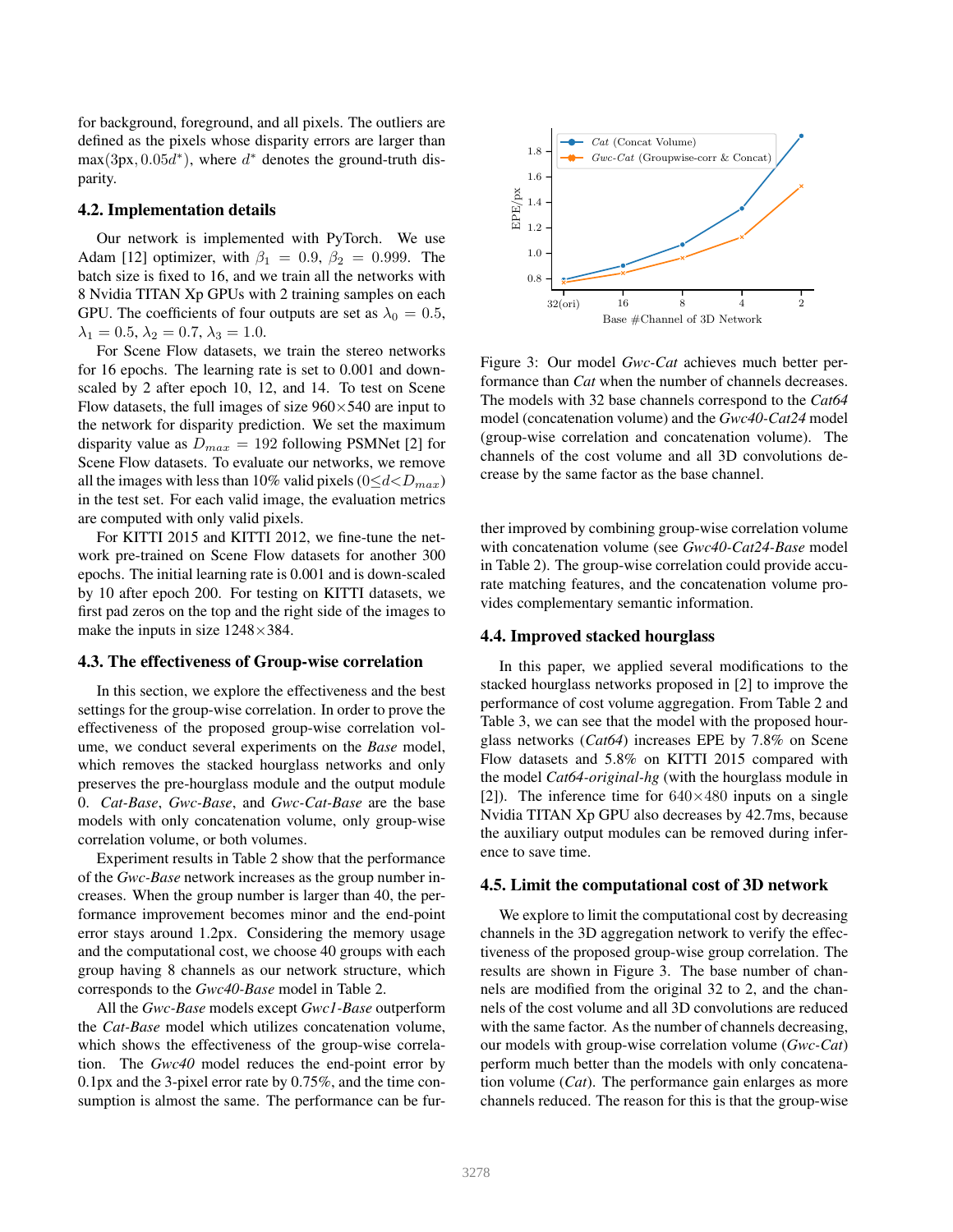for background, foreground, and all pixels. The outliers are defined as the pixels whose disparity errors are larger than $\max(3\text{px}, 0.05d^*)$, where $d^*$ denotes the ground-truth disparity.

### 4.2. Implementation details

Our network is implemented with PyTorch. We use Adam [12] optimizer, with $\beta_1 = 0.9$, $\beta_2 = 0.999$. The batch size is fixed to 16, and we train all the networks with 8 Nvidia TITAN Xp GPUs with 2 training samples on each GPU. The coefficients of four outputs are set as $\lambda_0 = 0.5$, $\lambda_1 = 0.5$, $\lambda_2 = 0.7$, $\lambda_3 = 1.0$.

For Scene Flow datasets, we train the stereo networks for 16 epochs. The learning rate is set to 0.001 and down-scaled by 2 after epoch 10, 12, and 14. To test on Scene Flow datasets, the full images of size 960×540 are input to the network for disparity prediction. We set the maximum disparity value as $D_{max} = 192$ following PSMNet [2] for Scene Flow datasets. To evaluate our networks, we remove all the images with less than 10% valid pixels ($0 \leq d < D_{max}$) in the test set. For each valid image, the evaluation metrics are computed with only valid pixels.

For KITTI 2015 and KITTI 2012, we fine-tune the network pre-trained on Scene Flow datasets for another 300 epochs. The initial learning rate is 0.001 and is down-scaled by 10 after epoch 200. For testing on KITTI datasets, we first pad zeros on the top and the right side of the images to make the inputs in size 1248×384.

### 4.3. The effectiveness of Group-wise correlation

In this section, we explore the effectiveness and the best settings for the group-wise correlation. In order to prove the effectiveness of the proposed group-wise correlation volume, we conduct several experiments on the *Base* model, which removes the stacked hourglass networks and only preserves the pre-hourglass module and the output module 0. *Cat-Base*, *Gwc-Base*, and *Gwc-Cat-Base* are the base models with only concatenation volume, only group-wise correlation volume, or both volumes.

Experiment results in Table 2 show that the performance of the *Gwc-Base* network increases as the group number increases. When the group number is larger than 40, the performance improvement becomes minor and the end-point error stays around 1.2px. Considering the memory usage and the computational cost, we choose 40 groups with each group having 8 channels as our network structure, which corresponds to the *Gwc40-Base* model in Table 2.

All the *Gwc-Base* models except *Gwc1-Base* outperform the *Cat-Base* model which utilizes concatenation volume, which shows the effectiveness of the group-wise correlation. The *Gwc40* model reduces the end-point error by 0.1px and the 3-pixel error rate by 0.75%, and the time consumption is almost the same. The performance can be further improved by combining group-wise correlation volume with concatenation volume (see *Gwc40-Cat24-Base* model in Table 2). The group-wise correlation could provide accurate matching features, and the concatenation volume provides complementary semantic information.

Figure 3: Our model *Gwc-Cat* achieves much better performance than *Cat* when the number of channels decreases. The models with 32 base channels correspond to the *Cat64* model (concatenation volume) and the *Gwc40-Cat24* model (group-wise correlation and concatenation volume). The channels of the cost volume and all 3D convolutions decrease by the same factor as the base channel.

### 4.4. Improved stacked hourglass

In this paper, we applied several modifications to the stacked hourglass networks proposed in [2] to improve the performance of cost volume aggregation. From Table 2 and Table 3, we can see that the model with the proposed hourglass networks (*Cat64*) increases EPE by 7.8% on Scene Flow datasets and 5.8% on KITTI 2015 compared with the model *Cat64-original-hg* (with the hourglass module in [2]). The inference time for 640×480 inputs on a single Nvidia TITAN Xp GPU also decreases by 42.7ms, because the auxiliary output modules can be removed during inference to save time.

### 4.5. Limit the computational cost of 3D network

We explore to limit the computational cost by decreasing channels in the 3D aggregation network to verify the effectiveness of the proposed group-wise group correlation. The results are shown in Figure 3. The base number of channels are modified from the original 32 to 2, and the channels of the cost volume and all 3D convolutions are reduced with the same factor. As the number of channels decreasing, our models with group-wise correlation volume (*Gwc-Cat*) perform much better than the models with only concatenation volume (*Cat*). The performance gain enlarges as more channels reduced. The reason for this is that the group-wise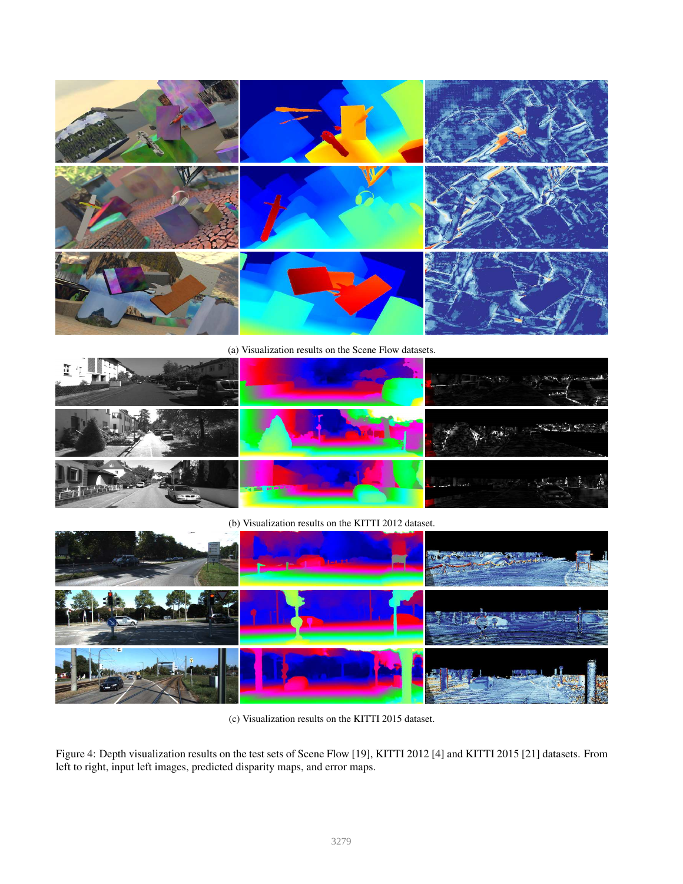(a) Visualization results on the Scene Flow datasets.

(b) Visualization results on the KITTI 2012 dataset.

(c) Visualization results on the KITTI 2015 dataset.

Figure 4: Depth visualization results on the test sets of Scene Flow [19], KITTI 2012 [4] and KITTI 2015 [21] datasets. From left to right, input left images, predicted disparity maps, and error maps.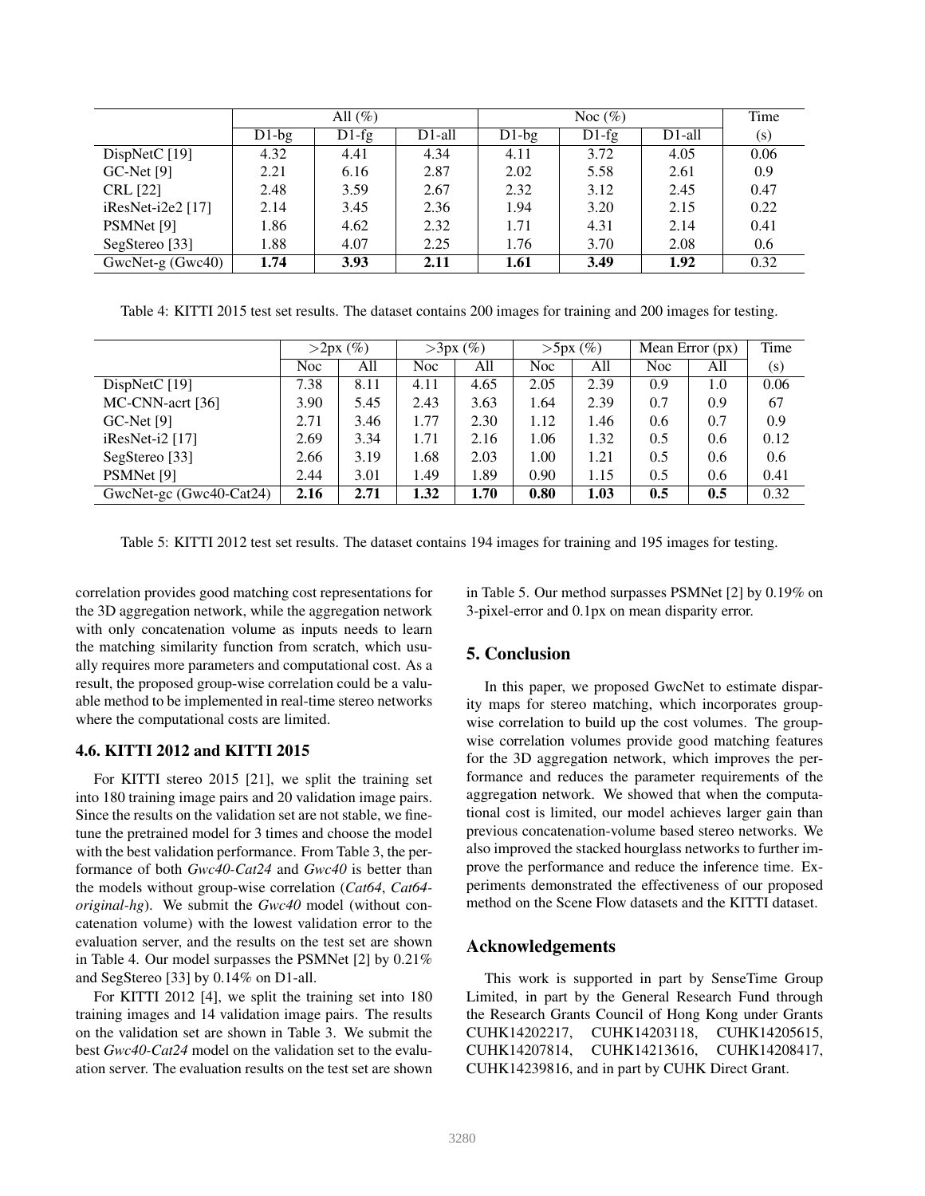| | All (%) | | | Noc (%) | | | Time |
|---|---|---|---|---|---|---|---|
| | D1-bg | D1-fg | D1-all | D1-bg | D1-fg | D1-all | (s) |
| DispNetC [19] | 4.32 | 4.41 | 4.34 | 4.11 | 3.72 | 4.05 | 0.06 |
| GC-Net [9] | 2.21 | 6.16 | 2.87 | 2.02 | 5.58 | 2.61 | 0.9 |
| CRL [22] | 2.48 | 3.59 | 2.67 | 2.32 | 3.12 | 2.45 | 0.47 |
| iResNet-i2e2 [17] | 2.14 | 3.45 | 2.36 | 1.94 | 3.20 | 2.15 | 0.22 |
| PSMNet [9] | 1.86 | 4.62 | 2.32 | 1.71 | 4.31 | 2.14 | 0.41 |
| SegStereo [33] | 1.88 | 4.07 | 2.25 | 1.76 | 3.70 | 2.08 | 0.6 |
| GwcNet-g (Gwc40) | **1.74** | **3.93** | **2.11** | **1.61** | **3.49** | **1.92** | 0.32 |

Table 4: KITTI 2015 test set results. The dataset contains 200 images for training and 200 images for testing.

| | >2px (%) | | >3px (%) | | >5px (%) | | Mean Error (px) | | Time |
|---|---|---|---|---|---|---|---|---|---|
| | Noc | All | Noc | All | Noc | All | Noc | All | (s) |
| DispNetC [19] | 7.38 | 8.11 | 4.11 | 4.65 | 2.05 | 2.39 | 0.9 | 1.0 | 0.06 |
| MC-CNN-acrt [36] | 3.90 | 5.45 | 2.43 | 3.63 | 1.64 | 2.39 | 0.7 | 0.9 | 67 |
| GC-Net [9] | 2.71 | 3.46 | 1.77 | 2.30 | 1.12 | 1.46 | 0.6 | 0.7 | 0.9 |
| iResNet-i2 [17] | 2.69 | 3.34 | 1.71 | 2.16 | 1.06 | 1.32 | 0.5 | 0.6 | 0.12 |
| SegStereo [33] | 2.66 | 3.19 | 1.68 | 2.03 | 1.00 | 1.21 | 0.5 | 0.6 | 0.6 |
| PSMNet [9] | 2.44 | 3.01 | 1.49 | 1.89 | 0.90 | 1.15 | 0.5 | 0.6 | 0.41 |
| GwcNet-gc (Gwc40-Cat24) | **2.16** | **2.71** | **1.32** | **1.70** | **0.80** | **1.03** | **0.5** | **0.5** | 0.32 |

Table 5: KITTI 2012 test set results. The dataset contains 194 images for training and 195 images for testing.

correlation provides good matching cost representations for the 3D aggregation network, while the aggregation network with only concatenation volume as inputs needs to learn the matching similarity function from scratch, which usually requires more parameters and computational cost. As a result, the proposed group-wise correlation could be a valuable method to be implemented in real-time stereo networks where the computational costs are limited.

### 4.6. KITTI 2012 and KITTI 2015

For KITTI stereo 2015 [21], we split the training set into 180 training image pairs and 20 validation image pairs. Since the results on the validation set are not stable, we finetune the pretrained model for 3 times and choose the model with the best validation performance. From Table 3, the performance of both *Gwc40-Cat24* and *Gwc40* is better than the models without group-wise correlation (*Cat64*, *Cat64-original-hg*). We submit the *Gwc40* model (without concatenation volume) with the lowest validation error to the evaluation server, and the results on the test set are shown in Table 4. Our model surpasses the PSMNet [2] by 0.21% and SegStereo [33] by 0.14% on D1-all.

For KITTI 2012 [4], we split the training set into 180 training images and 14 validation image pairs. The results on the validation set are shown in Table 3. We submit the best *Gwc40-Cat24* model on the validation set to the evaluation server. The evaluation results on the test set are shown in Table 5. Our method surpasses PSMNet [2] by 0.19% on 3-pixel-error and 0.1px on mean disparity error.

## 5. Conclusion

In this paper, we proposed GwcNet to estimate disparity maps for stereo matching, which incorporates group-wise correlation to build up the cost volumes. The group-wise correlation volumes provide good matching features for the 3D aggregation network, which improves the performance and reduces the parameter requirements of the aggregation network. We showed that when the computational cost is limited, our model achieves larger gain than previous concatenation-volume based stereo networks. We also improved the stacked hourglass networks to further improve the performance and reduce the inference time. Experiments demonstrated the effectiveness of our proposed method on the Scene Flow datasets and the KITTI dataset.

## Acknowledgements

This work is supported in part by SenseTime Group Limited, in part by the General Research Fund through the Research Grants Council of Hong Kong under Grants CUHK14202217, CUHK14203118, CUHK14205615, CUHK14207814, CUHK14213616, CUHK14208417, CUHK14239816, and in part by CUHK Direct Grant.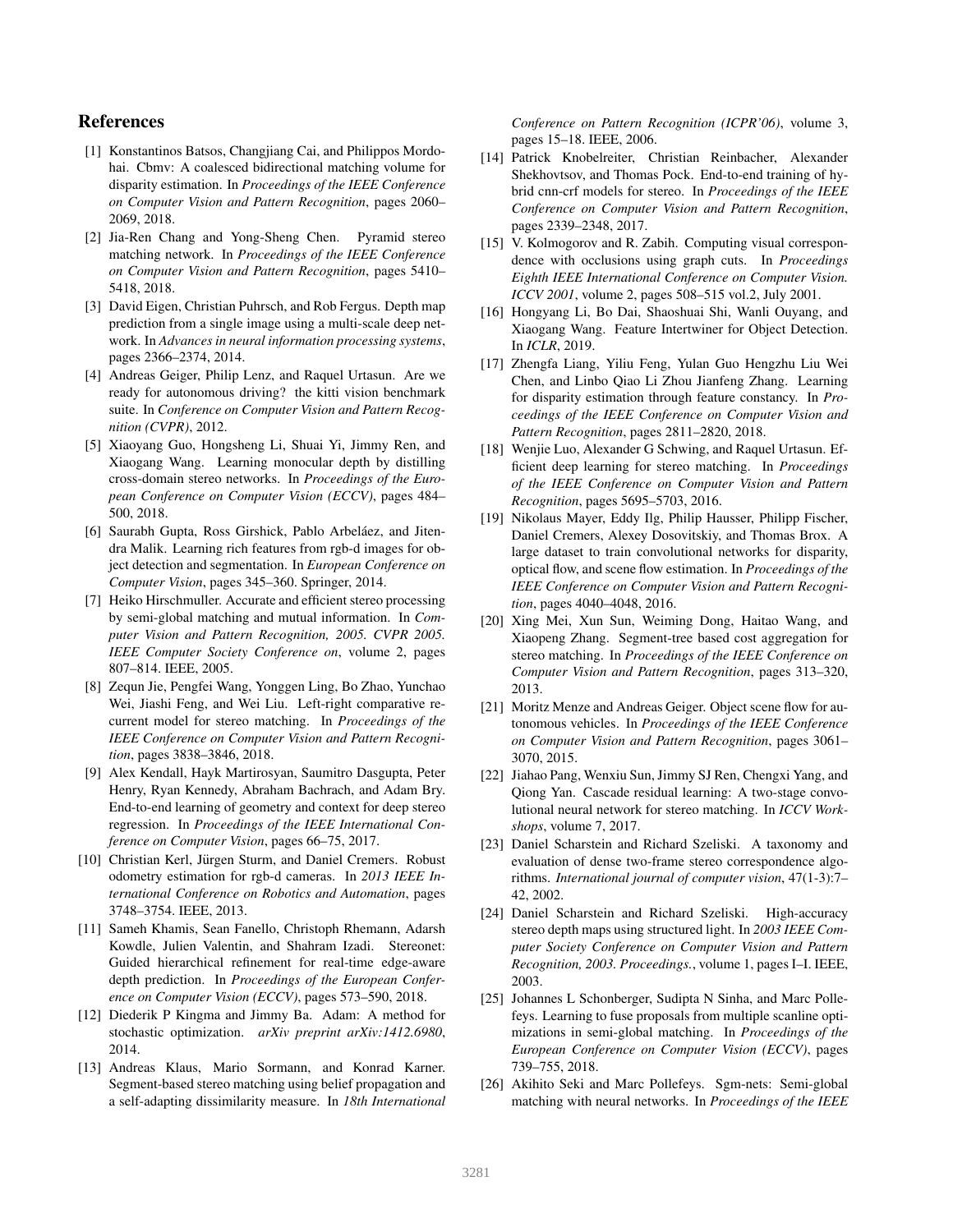# References

[1] Konstantinos Batsos, Changjiang Cai, and Philippos Mordohai. Cbmv: A coalesced bidirectional matching volume for disparity estimation. In *Proceedings of the IEEE Conference on Computer Vision and Pattern Recognition*, pages 2060–2069, 2018.

[2] Jia-Ren Chang and Yong-Sheng Chen. Pyramid stereo matching network. In *Proceedings of the IEEE Conference on Computer Vision and Pattern Recognition*, pages 5410–5418, 2018.

[3] David Eigen, Christian Puhrsch, and Rob Fergus. Depth map prediction from a single image using a multi-scale deep network. In *Advances in neural information processing systems*, pages 2366–2374, 2014.

[4] Andreas Geiger, Philip Lenz, and Raquel Urtasun. Are we ready for autonomous driving? the kitti vision benchmark suite. In *Conference on Computer Vision and Pattern Recognition (CVPR)*, 2012.

[5] Xiaoyang Guo, Hongsheng Li, Shuai Yi, Jimmy Ren, and Xiaogang Wang. Learning monocular depth by distilling cross-domain stereo networks. In *Proceedings of the European Conference on Computer Vision (ECCV)*, pages 484–500, 2018.

[6] Saurabh Gupta, Ross Girshick, Pablo Arbeláez, and Jitendra Malik. Learning rich features from rgb-d images for object detection and segmentation. In *European Conference on Computer Vision*, pages 345–360. Springer, 2014.

[7] Heiko Hirschmuller. Accurate and efficient stereo processing by semi-global matching and mutual information. In *Computer Vision and Pattern Recognition, 2005. CVPR 2005. IEEE Computer Society Conference on*, volume 2, pages 807–814. IEEE, 2005.

[8] Zequn Jie, Pengfei Wang, Yonggen Ling, Bo Zhao, Yunchao Wei, Jiashi Feng, and Wei Liu. Left-right comparative recurrent model for stereo matching. In *Proceedings of the IEEE Conference on Computer Vision and Pattern Recognition*, pages 3838–3846, 2018.

[9] Alex Kendall, Hayk Martirosyan, Saumitro Dasgupta, Peter Henry, Ryan Kennedy, Abraham Bachrach, and Adam Bry. End-to-end learning of geometry and context for deep stereo regression. In *Proceedings of the IEEE International Conference on Computer Vision*, pages 66–75, 2017.

[10] Christian Kerl, Jürgen Sturm, and Daniel Cremers. Robust odometry estimation for rgb-d cameras. In *2013 IEEE International Conference on Robotics and Automation*, pages 3748–3754. IEEE, 2013.

[11] Sameh Khamis, Sean Fanello, Christoph Rhemann, Adarsh Kowdle, Julien Valentin, and Shahram Izadi. Stereonet: Guided hierarchical refinement for real-time edge-aware depth prediction. In *Proceedings of the European Conference on Computer Vision (ECCV)*, pages 573–590, 2018.

[12] Diederik P Kingma and Jimmy Ba. Adam: A method for stochastic optimization. *arXiv preprint arXiv:1412.6980*, 2014.

[13] Andreas Klaus, Mario Sormann, and Konrad Karner. Segment-based stereo matching using belief propagation and a self-adapting dissimilarity measure. In *18th International Conference on Pattern Recognition (ICPR'06)*, volume 3, pages 15–18. IEEE, 2006.

[14] Patrick Knobelreiter, Christian Reinbacher, Alexander Shekhovtsov, and Thomas Pock. End-to-end training of hybrid cnn-crf models for stereo. In *Proceedings of the IEEE Conference on Computer Vision and Pattern Recognition*, pages 2339–2348, 2017.

[15] V. Kolmogorov and R. Zabih. Computing visual correspondence with occlusions using graph cuts. In *Proceedings Eighth IEEE International Conference on Computer Vision. ICCV 2001*, volume 2, pages 508–515 vol.2, July 2001.

[16] Hongyang Li, Bo Dai, Shaoshuai Shi, Wanli Ouyang, and Xiaogang Wang. Feature Intertwiner for Object Detection. In *ICLR*, 2019.

[17] Zhengfa Liang, Yiliu Feng, Yulan Guo Hengzhu Liu Wei Chen, and Linbo Qiao Li Zhou Jianfeng Zhang. Learning for disparity estimation through feature constancy. In *Proceedings of the IEEE Conference on Computer Vision and Pattern Recognition*, pages 2811–2820, 2018.

[18] Wenjie Luo, Alexander G Schwing, and Raquel Urtasun. Efficient deep learning for stereo matching. In *Proceedings of the IEEE Conference on Computer Vision and Pattern Recognition*, pages 5695–5703, 2016.

[19] Nikolaus Mayer, Eddy Ilg, Philip Hausser, Philipp Fischer, Daniel Cremers, Alexey Dosovitskiy, and Thomas Brox. A large dataset to train convolutional networks for disparity, optical flow, and scene flow estimation. In *Proceedings of the IEEE Conference on Computer Vision and Pattern Recognition*, pages 4040–4048, 2016.

[20] Xing Mei, Xun Sun, Weiming Dong, Haitao Wang, and Xiaopeng Zhang. Segment-tree based cost aggregation for stereo matching. In *Proceedings of the IEEE Conference on Computer Vision and Pattern Recognition*, pages 313–320, 2013.

[21] Moritz Menze and Andreas Geiger. Object scene flow for autonomous vehicles. In *Proceedings of the IEEE Conference on Computer Vision and Pattern Recognition*, pages 3061–3070, 2015.

[22] Jiahao Pang, Wenxiu Sun, Jimmy SJ Ren, Chengxi Yang, and Qiong Yan. Cascade residual learning: A two-stage convolutional neural network for stereo matching. In *ICCV Workshops*, volume 7, 2017.

[23] Daniel Scharstein and Richard Szeliski. A taxonomy and evaluation of dense two-frame stereo correspondence algorithms. *International journal of computer vision*, 47(1-3):7–42, 2002.

[24] Daniel Scharstein and Richard Szeliski. High-accuracy stereo depth maps using structured light. In *2003 IEEE Computer Society Conference on Computer Vision and Pattern Recognition, 2003. Proceedings.*, volume 1, pages I–I. IEEE, 2003.

[25] Johannes L Schonberger, Sudipta N Sinha, and Marc Pollefeys. Learning to fuse proposals from multiple scanline optimizations in semi-global matching. In *Proceedings of the European Conference on Computer Vision (ECCV)*, pages 739–755, 2018.

[26] Akihito Seki and Marc Pollefeys. Sgm-nets: Semi-global matching with neural networks. In *Proceedings of the IEEE*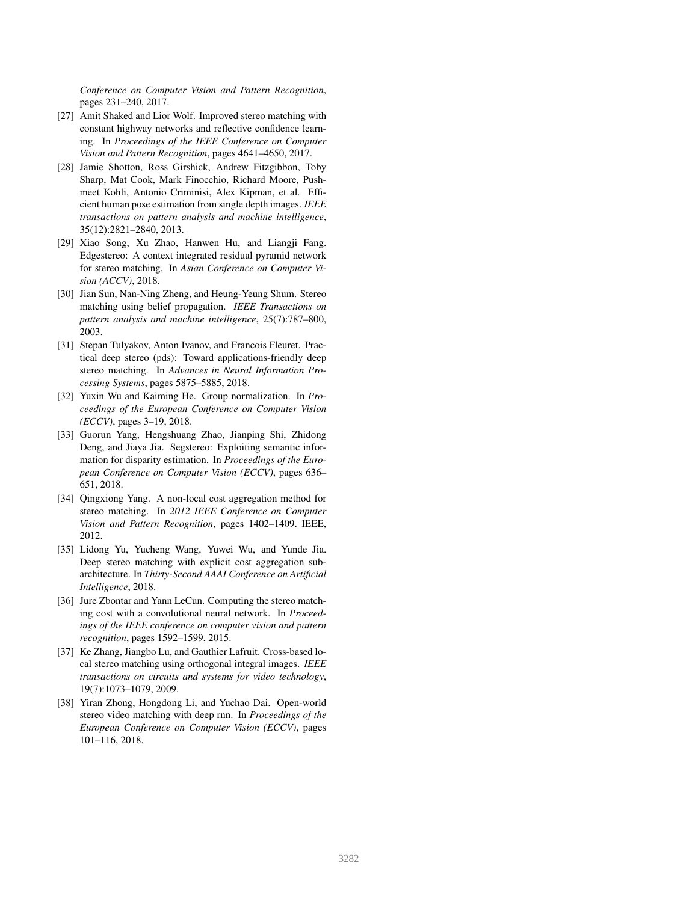*Conference on Computer Vision and Pattern Recognition*, pages 231–240, 2017.

[27] Amit Shaked and Lior Wolf. Improved stereo matching with constant highway networks and reflective confidence learning. In *Proceedings of the IEEE Conference on Computer Vision and Pattern Recognition*, pages 4641–4650, 2017.

[28] Jamie Shotton, Ross Girshick, Andrew Fitzgibbon, Toby Sharp, Mat Cook, Mark Finocchio, Richard Moore, Pushmeet Kohli, Antonio Criminisi, Alex Kipman, et al. Efficient human pose estimation from single depth images. *IEEE transactions on pattern analysis and machine intelligence*, 35(12):2821–2840, 2013.

[29] Xiao Song, Xu Zhao, Hanwen Hu, and Liangji Fang. Edgestereo: A context integrated residual pyramid network for stereo matching. In *Asian Conference on Computer Vision (ACCV)*, 2018.

[30] Jian Sun, Nan-Ning Zheng, and Heung-Yeung Shum. Stereo matching using belief propagation. *IEEE Transactions on pattern analysis and machine intelligence*, 25(7):787–800, 2003.

[31] Stepan Tulyakov, Anton Ivanov, and Francois Fleuret. Practical deep stereo (pds): Toward applications-friendly deep stereo matching. In *Advances in Neural Information Processing Systems*, pages 5875–5885, 2018.

[32] Yuxin Wu and Kaiming He. Group normalization. In *Proceedings of the European Conference on Computer Vision (ECCV)*, pages 3–19, 2018.

[33] Guorun Yang, Hengshuang Zhao, Jianping Shi, Zhidong Deng, and Jiaya Jia. Segstereo: Exploiting semantic information for disparity estimation. In *Proceedings of the European Conference on Computer Vision (ECCV)*, pages 636–651, 2018.

[34] Qingxiong Yang. A non-local cost aggregation method for stereo matching. In *2012 IEEE Conference on Computer Vision and Pattern Recognition*, pages 1402–1409. IEEE, 2012.

[35] Lidong Yu, Yucheng Wang, Yuwei Wu, and Yunde Jia. Deep stereo matching with explicit cost aggregation subarchitecture. In *Thirty-Second AAAI Conference on Artificial Intelligence*, 2018.

[36] Jure Zbontar and Yann LeCun. Computing the stereo matching cost with a convolutional neural network. In *Proceedings of the IEEE conference on computer vision and pattern recognition*, pages 1592–1599, 2015.

[37] Ke Zhang, Jiangbo Lu, and Gauthier Lafruit. Cross-based local stereo matching using orthogonal integral images. *IEEE transactions on circuits and systems for video technology*, 19(7):1073–1079, 2009.

[38] Yiran Zhong, Hongdong Li, and Yuchao Dai. Open-world stereo video matching with deep rnn. In *Proceedings of the European Conference on Computer Vision (ECCV)*, pages 101–116, 2018.